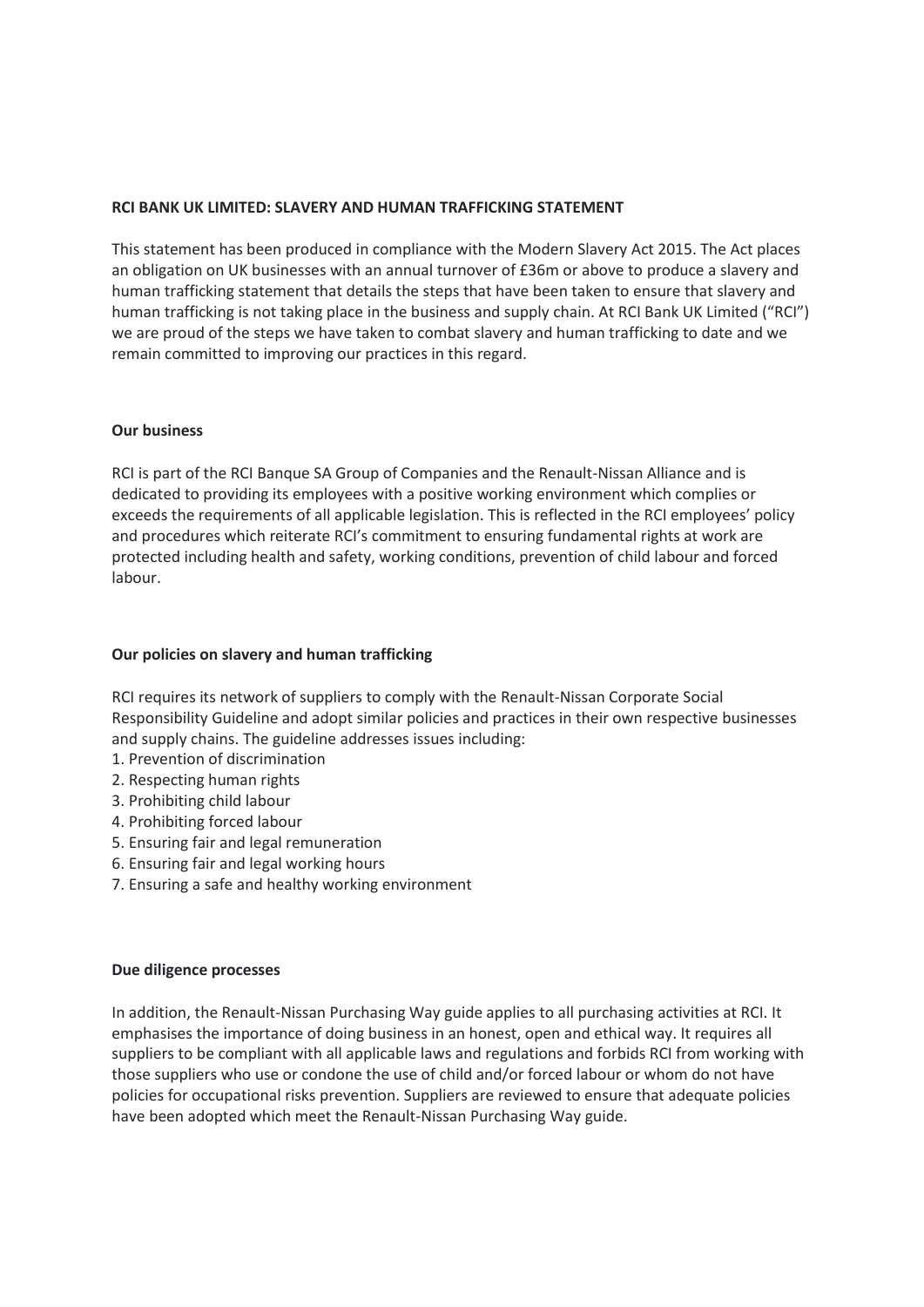# RCI BANK UK LIMITED: SLAVERY AND HUMAN TRAFFICKING STATEMENT

This statement has been produced in compliance with the Modern Slavery Act 2015. The Act places an obligation on UK businesses with an annual turnover of £36m or above to produce a slavery and human trafficking statement that details the steps that have been taken to ensure that slavery and human trafficking is not taking place in the business and supply chain. At RCI Bank UK Limited ("RCI") we are proud of the steps we have taken to combat slavery and human trafficking to date and we remain committed to improving our practices in this regard.

## Our business

RCI is part of the RCI Banque SA Group of Companies and the Renault-Nissan Alliance and is dedicated to providing its employees with a positive working environment which complies or exceeds the requirements of all applicable legislation. This is reflected in the RCI employees' policy and procedures which reiterate RCI's commitment to ensuring fundamental rights at work are protected including health and safety, working conditions, prevention of child labour and forced labour.

## Our policies on slavery and human trafficking

RCI requires its network of suppliers to comply with the Renault-Nissan Corporate Social Responsibility Guideline and adopt similar policies and practices in their own respective businesses and supply chains. The guideline addresses issues including:

1. Prevention of discrimination
2. Respecting human rights
3. Prohibiting child labour
4. Prohibiting forced labour
5. Ensuring fair and legal remuneration
6. Ensuring fair and legal working hours
7. Ensuring a safe and healthy working environment

## Due diligence processes

In addition, the Renault-Nissan Purchasing Way guide applies to all purchasing activities at RCI. It emphasises the importance of doing business in an honest, open and ethical way. It requires all suppliers to be compliant with all applicable laws and regulations and forbids RCI from working with those suppliers who use or condone the use of child and/or forced labour or whom do not have policies for occupational risks prevention. Suppliers are reviewed to ensure that adequate policies have been adopted which meet the Renault-Nissan Purchasing Way guide.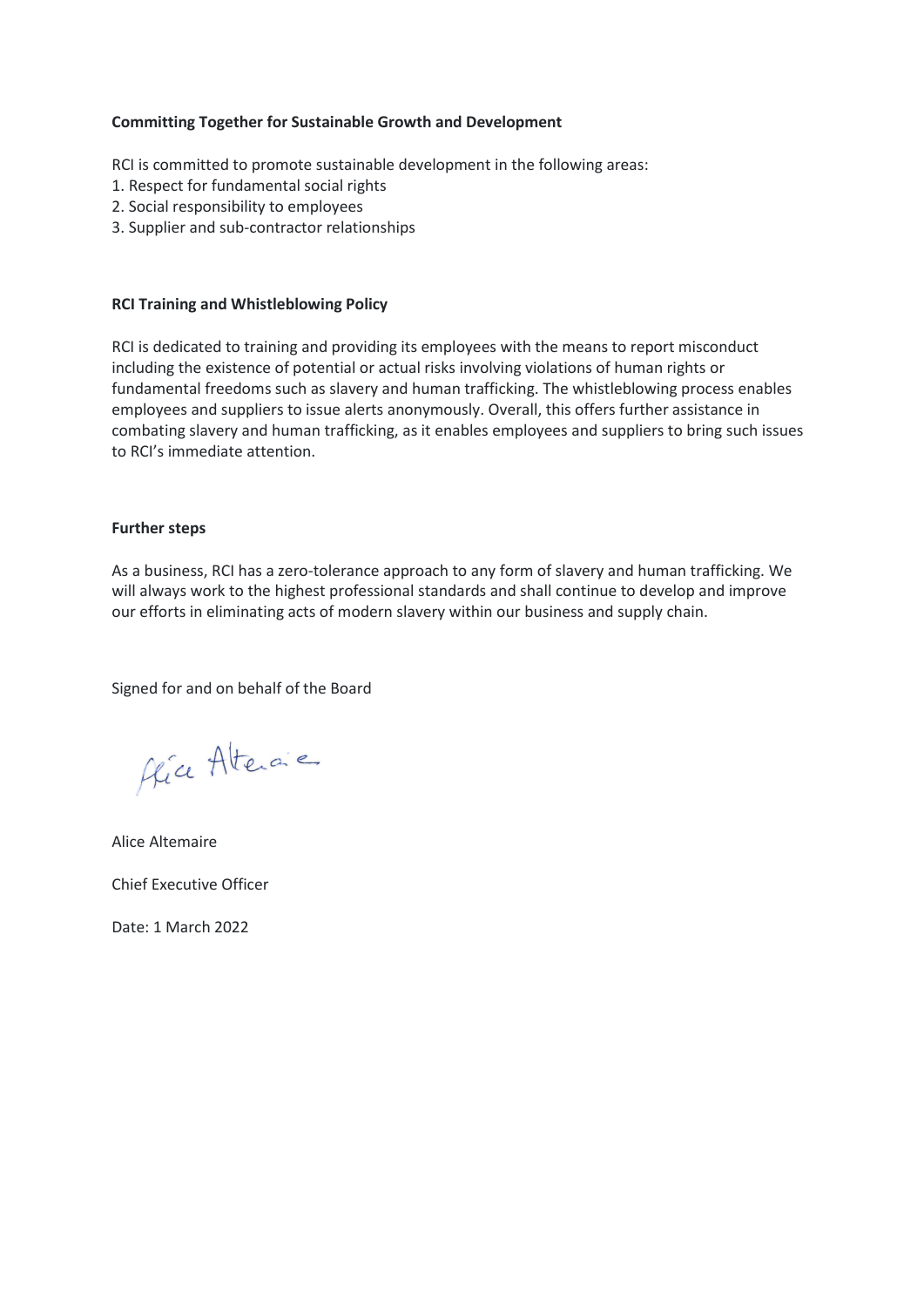**Committing Together for Sustainable Growth and Development**

RCI is committed to promote sustainable development in the following areas:

1. Respect for fundamental social rights
2. Social responsibility to employees
3. Supplier and sub-contractor relationships

**RCI Training and Whistleblowing Policy**

RCI is dedicated to training and providing its employees with the means to report misconduct including the existence of potential or actual risks involving violations of human rights or fundamental freedoms such as slavery and human trafficking. The whistleblowing process enables employees and suppliers to issue alerts anonymously. Overall, this offers further assistance in combating slavery and human trafficking, as it enables employees and suppliers to bring such issues to RCI's immediate attention.

**Further steps**

As a business, RCI has a zero-tolerance approach to any form of slavery and human trafficking. We will always work to the highest professional standards and shall continue to develop and improve our efforts in eliminating acts of modern slavery within our business and supply chain.

Signed for and on behalf of the Board

Alice Altemaire

Chief Executive Officer

Date: 1 March 2022